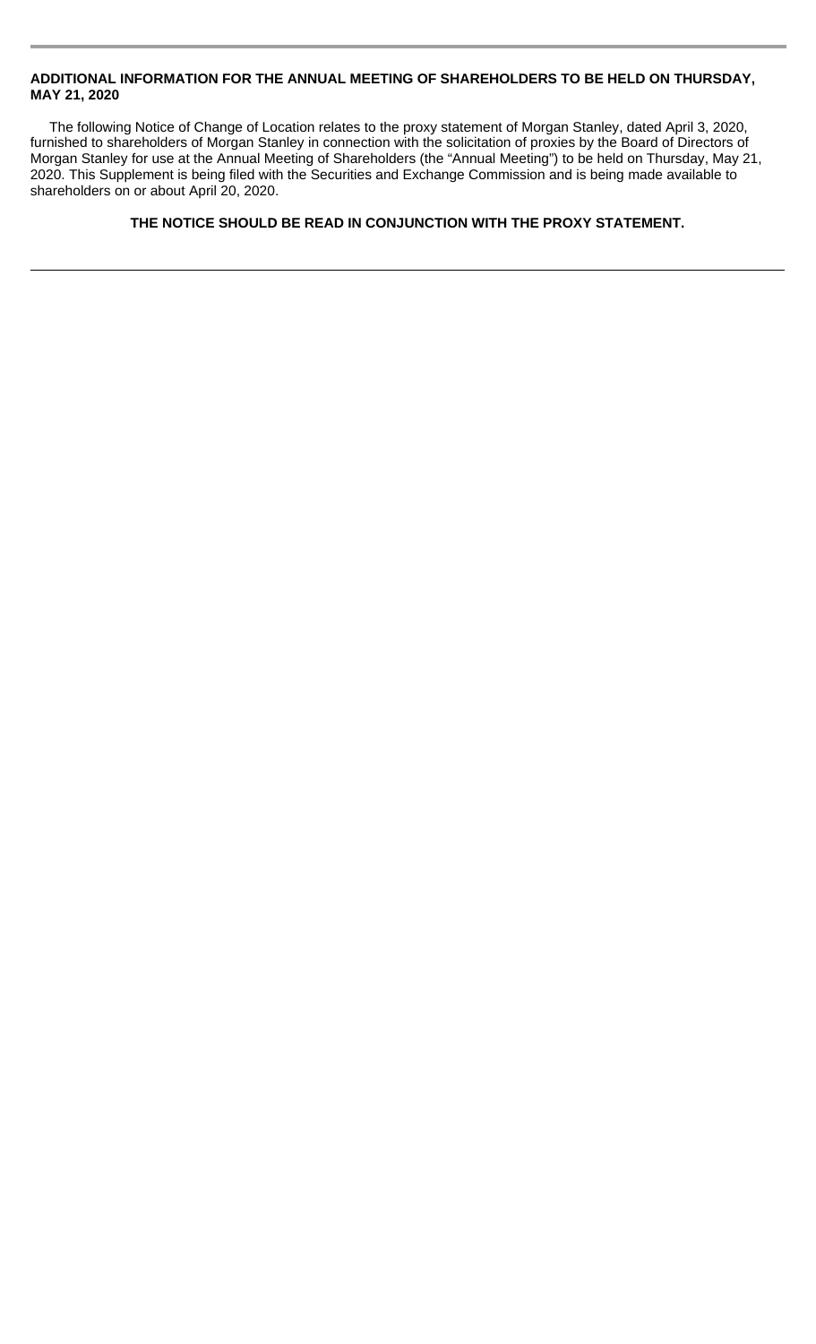**ADDITIONAL INFORMATION FOR THE ANNUAL MEETING OF SHAREHOLDERS TO BE HELD ON THURSDAY, MAY 21, 2020**

The following Notice of Change of Location relates to the proxy statement of Morgan Stanley, dated April 3, 2020, furnished to shareholders of Morgan Stanley in connection with the solicitation of proxies by the Board of Directors of Morgan Stanley for use at the Annual Meeting of Shareholders (the "Annual Meeting") to be held on Thursday, May 21, 2020. This Supplement is being filed with the Securities and Exchange Commission and is being made available to shareholders on or about April 20, 2020.

**THE NOTICE SHOULD BE READ IN CONJUNCTION WITH THE PROXY STATEMENT.**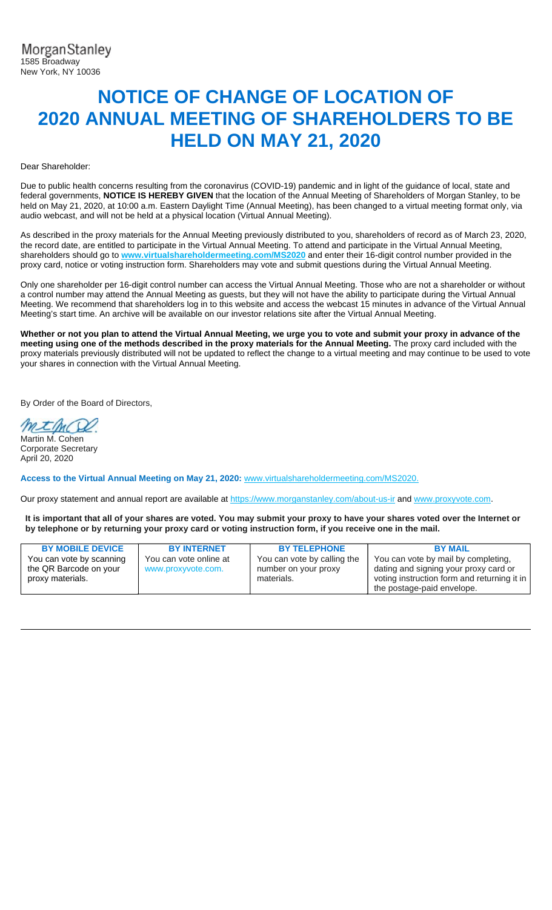MorganStanley
1585 Broadway
New York, NY 10036

# NOTICE OF CHANGE OF LOCATION OF 2020 ANNUAL MEETING OF SHAREHOLDERS TO BE HELD ON MAY 21, 2020

Dear Shareholder:

Due to public health concerns resulting from the coronavirus (COVID-19) pandemic and in light of the guidance of local, state and federal governments, **NOTICE IS HEREBY GIVEN** that the location of the Annual Meeting of Shareholders of Morgan Stanley, to be held on May 21, 2020, at 10:00 a.m. Eastern Daylight Time (Annual Meeting), has been changed to a virtual meeting format only, via audio webcast, and will not be held at a physical location (Virtual Annual Meeting).

As described in the proxy materials for the Annual Meeting previously distributed to you, shareholders of record as of March 23, 2020, the record date, are entitled to participate in the Virtual Annual Meeting. To attend and participate in the Virtual Annual Meeting, shareholders should go to **www.virtualshareholdermeeting.com/MS2020** and enter their 16-digit control number provided in the proxy card, notice or voting instruction form. Shareholders may vote and submit questions during the Virtual Annual Meeting.

Only one shareholder per 16-digit control number can access the Virtual Annual Meeting. Those who are not a shareholder or without a control number may attend the Annual Meeting as guests, but they will not have the ability to participate during the Virtual Annual Meeting. We recommend that shareholders log in to this website and access the webcast 15 minutes in advance of the Virtual Annual Meeting's start time. An archive will be available on our investor relations site after the Virtual Annual Meeting.

**Whether or not you plan to attend the Virtual Annual Meeting, we urge you to vote and submit your proxy in advance of the meeting using one of the methods described in the proxy materials for the Annual Meeting.** The proxy card included with the proxy materials previously distributed will not be updated to reflect the change to a virtual meeting and may continue to be used to vote your shares in connection with the Virtual Annual Meeting.

By Order of the Board of Directors,

Martin M. Cohen
Corporate Secretary
April 20, 2020

**Access to the Virtual Annual Meeting on May 21, 2020:** www.virtualshareholdermeeting.com/MS2020.

Our proxy statement and annual report are available at https://www.morganstanley.com/about-us-ir and www.proxyvote.com.

**It is important that all of your shares are voted. You may submit your proxy to have your shares voted over the Internet or by telephone or by returning your proxy card or voting instruction form, if you receive one in the mail.**

| BY MOBILE DEVICE | BY INTERNET | BY TELEPHONE | BY MAIL |
|---|---|---|---|
| You can vote by scanning the QR Barcode on your proxy materials. | You can vote online at www.proxyvote.com. | You can vote by calling the number on your proxy materials. | You can vote by mail by completing, dating and signing your proxy card or voting instruction form and returning it in the postage-paid envelope. |